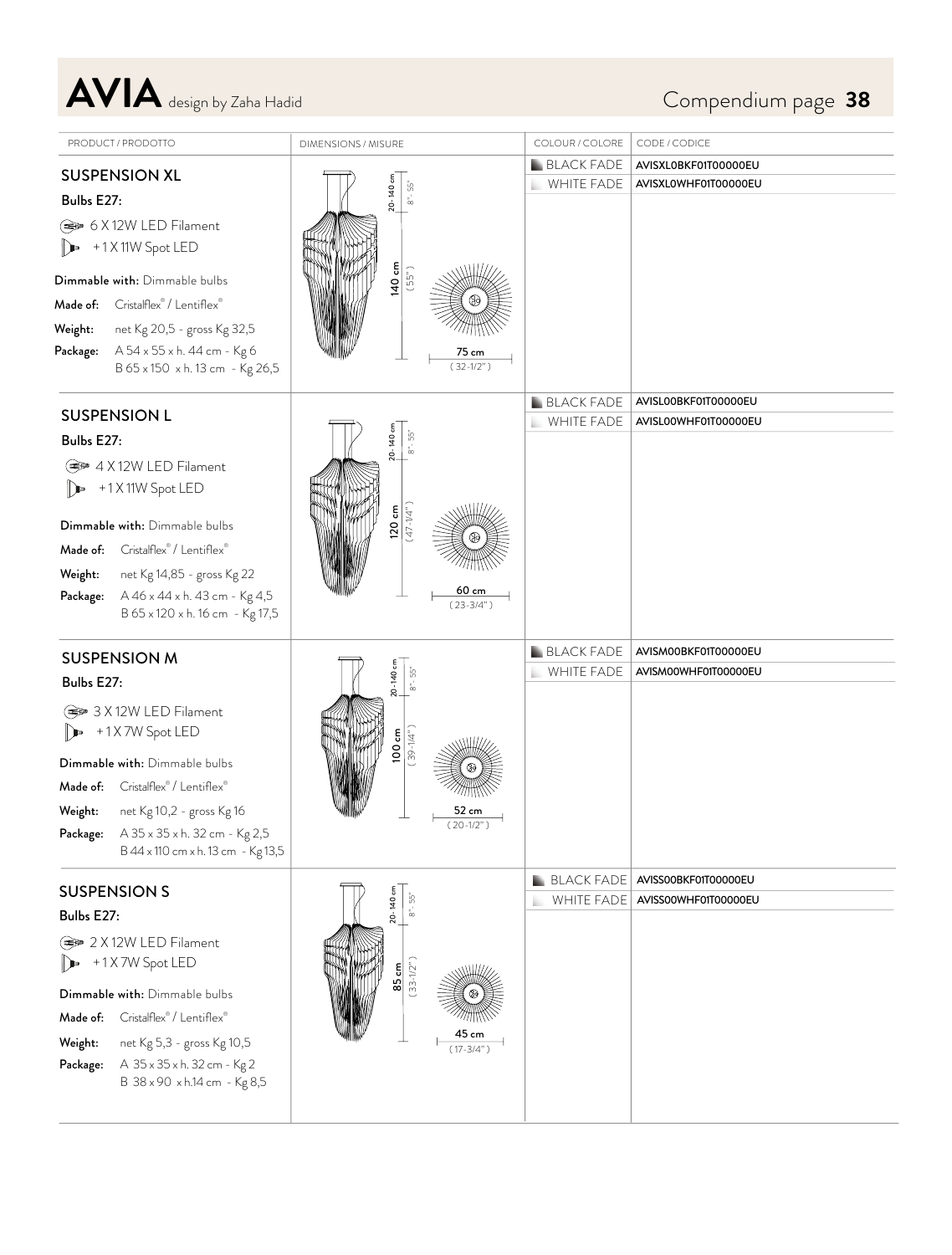# AVIA design by Zaha Hadid

Compendium page **38**

| PRODUCT / PRODOTTO | DIMENSIONS / MISURE | COLOUR / COLORE | CODE / CODICE |
|---|---|---|---|
| **SUSPENSION XL**<br>**Bulbs E27:**<br>6 X 12W LED Filament<br>+ 1 X 11W Spot LED<br>**Dimmable with:** Dimmable bulbs<br>**Made of:** Cristalflex® / Lentiflex®<br>**Weight:** net Kg 20,5 - gross Kg 32,5<br>**Package:** A 54 x 55 x h. 44 cm - Kg 6<br>B 65 x 150 x h. 13 cm - Kg 26,5 | 20-140 cm (8"- 55")<br>140 cm (55")<br>75 cm (32-1/2") | BLACK FADE<br>WHITE FADE | AVISXL0BKF01T00000EU<br>AVISXL0WHF01T00000EU |
| **SUSPENSION L**<br>**Bulbs E27:**<br>4 X 12W LED Filament<br>+ 1 X 11W Spot LED<br>**Dimmable with:** Dimmable bulbs<br>**Made of:** Cristalflex® / Lentiflex®<br>**Weight:** net Kg 14,85 - gross Kg 22<br>**Package:** A 46 x 44 x h. 43 cm - Kg 4,5<br>B 65 x 120 x h. 16 cm - Kg 17,5 | 20-140 cm (8"- 55")<br>120 cm (47-1/4")<br>60 cm (23-3/4") | BLACK FADE<br>WHITE FADE | AVISL00BKF01T00000EU<br>AVISL00WHF01T00000EU |
| **SUSPENSION M**<br>**Bulbs E27:**<br>3 X 12W LED Filament<br>+ 1 X 7W Spot LED<br>**Dimmable with:** Dimmable bulbs<br>**Made of:** Cristalflex® / Lentiflex®<br>**Weight:** net Kg 10,2 - gross Kg 16<br>**Package:** A 35 x 35 x h. 32 cm - Kg 2,5<br>B 44 x 110 cm x h. 13 cm - Kg 13,5 | 20-140 cm (8"- 55")<br>100 cm (39-1/4")<br>52 cm (20-1/2") | BLACK FADE<br>WHITE FADE | AVISM00BKF01T00000EU<br>AVISM00WHF01T00000EU |
| **SUSPENSION S**<br>**Bulbs E27:**<br>2 X 12W LED Filament<br>+ 1 X 7W Spot LED<br>**Dimmable with:** Dimmable bulbs<br>**Made of:** Cristalflex® / Lentiflex®<br>**Weight:** net Kg 5,3 - gross Kg 10,5<br>**Package:** A 35 x 35 x h. 32 cm - Kg 2<br>B 38 x 90 x h.14 cm - Kg 8,5 | 20-140 cm (8"- 55")<br>85 cm (33-1/2")<br>45 cm (17-3/4") | BLACK FADE<br>WHITE FADE | AVISS00BKF01T00000EU<br>AVISS00WHF01T00000EU |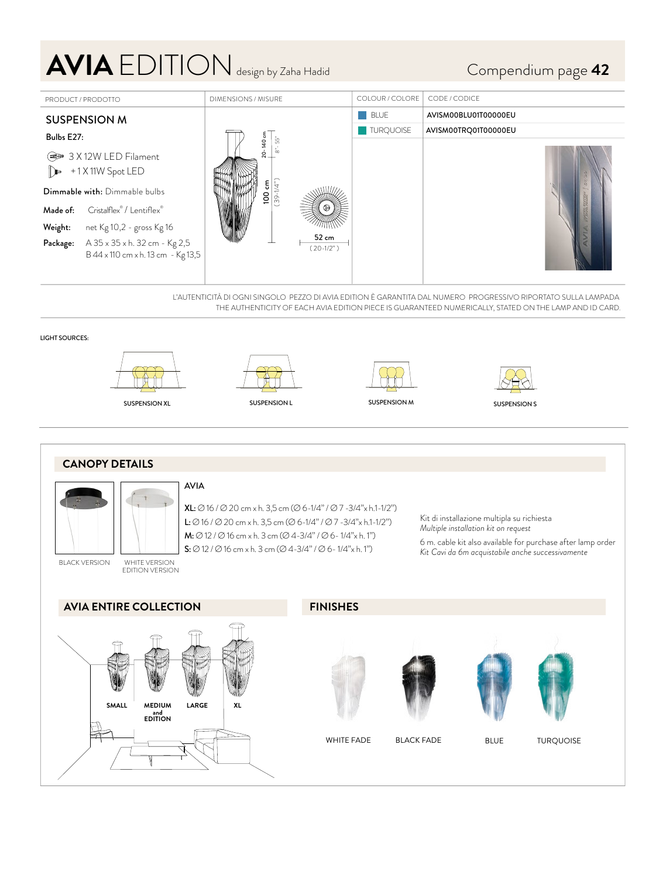# **AVIA** EDITION design by Zaha Hadid

Compendium page **42**

| PRODUCT / PRODOTTO | DIMENSIONS / MISURE | COLOUR / COLORE | CODE / CODICE |
|---|---|---|---|
| **SUSPENSION M** | | BLUE | AVISM00BLU01T00000EU |
| | | TURQUOISE | AVISM00TRQ01T00000EU |

**Bulbs E27:**

3 X 12W LED Filament
+ 1 X 11W Spot LED

**Dimmable with:** Dimmable bulbs

**Made of:** Cristalflex® / Lentiflex®

**Weight:** net Kg 10,2 - gross Kg 16

**Package:** A 35 x 35 x h. 32 cm - Kg 2,5
B 44 x 110 cm x h. 13 cm - Kg 13,5

20-140 cm
8"- 55"
100 cm
(39-1/4")
52 cm
(20-1/2")

L'AUTENTICITÀ DI OGNI SINGOLO PEZZO DI AVIA EDITION È GARANTITA DAL NUMERO PROGRESSIVO RIPORTATO SULLA LAMPADA
THE AUTHENTICITY OF EACH AVIA EDITION PIECE IS GUARANTEED NUMERICALLY, STATED ON THE LAMP AND ID CARD.

LIGHT SOURCES:

SUSPENSION XL
SUSPENSION L
SUSPENSION M
SUSPENSION S

## CANOPY DETAILS

BLACK VERSION
WHITE VERSION
EDITION VERSION

AVIA

**XL:** ∅ 16 / ∅ 20 cm x h. 3,5 cm (∅ 6-1/4" / ∅ 7 -3/4"x h.1-1/2")
**L:** ∅ 16 / ∅ 20 cm x h. 3,5 cm (∅ 6-1/4" / ∅ 7 -3/4"x h.1-1/2")
**M:** ∅ 12 / ∅ 16 cm x h. 3 cm (∅ 4-3/4" / ∅ 6- 1/4"x h. 1")
**S:** ∅ 12 / ∅ 16 cm x h. 3 cm (∅ 4-3/4" / ∅ 6- 1/4"x h. 1")

Kit di installazione multipla su richiesta
*Multiple installation kit on request*

6 m. cable kit also available for purchase after lamp order
*Kit Cavi da 6m acquistabile anche successivamente*

## AVIA ENTIRE COLLECTION

SMALL
MEDIUM and EDITION
LARGE
XL

## FINISHES

WHITE FADE
BLACK FADE
BLUE
TURQUOISE